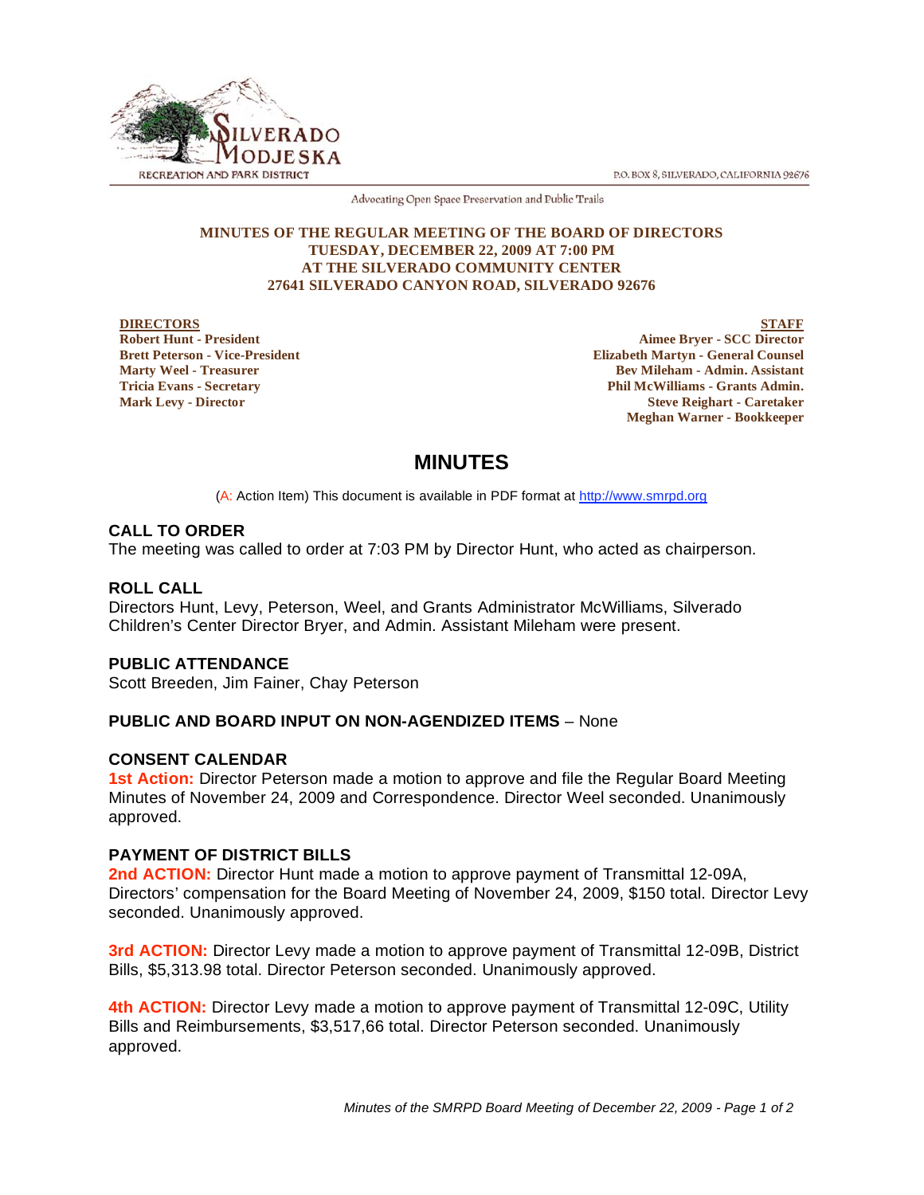SILVERADO MODJESKA RECREATION AND PARK DISTRICT

P.O. BOX 8, SILVERADO, CALIFORNIA 92676

Advocating Open Space Preservation and Public Trails

**MINUTES OF THE REGULAR MEETING OF THE BOARD OF DIRECTORS**
**TUESDAY, DECEMBER 22, 2009 AT 7:00 PM**
**AT THE SILVERADO COMMUNITY CENTER**
**27641 SILVERADO CANYON ROAD, SILVERADO 92676**

**DIRECTORS**
**Robert Hunt - President**
**Brett Peterson - Vice-President**
**Marty Weel - Treasurer**
**Tricia Evans - Secretary**
**Mark Levy - Director**

**STAFF**
**Aimee Bryer - SCC Director**
**Elizabeth Martyn - General Counsel**
**Bev Mileham - Admin. Assistant**
**Phil McWilliams - Grants Admin.**
**Steve Reighart - Caretaker**
**Meghan Warner - Bookkeeper**

# MINUTES

(A: Action Item) This document is available in PDF format at http://www.smrpd.org

### CALL TO ORDER

The meeting was called to order at 7:03 PM by Director Hunt, who acted as chairperson.

### ROLL CALL

Directors Hunt, Levy, Peterson, Weel, and Grants Administrator McWilliams, Silverado Children's Center Director Bryer, and Admin. Assistant Mileham were present.

### PUBLIC ATTENDANCE

Scott Breeden, Jim Fainer, Chay Peterson

### PUBLIC AND BOARD INPUT ON NON-AGENDIZED ITEMS – None

### CONSENT CALENDAR

**1st Action:** Director Peterson made a motion to approve and file the Regular Board Meeting Minutes of November 24, 2009 and Correspondence. Director Weel seconded. Unanimously approved.

### PAYMENT OF DISTRICT BILLS

**2nd ACTION:** Director Hunt made a motion to approve payment of Transmittal 12-09A, Directors' compensation for the Board Meeting of November 24, 2009, $150 total. Director Levy seconded. Unanimously approved.

**3rd ACTION:** Director Levy made a motion to approve payment of Transmittal 12-09B, District Bills, $5,313.98 total. Director Peterson seconded. Unanimously approved.

**4th ACTION:** Director Levy made a motion to approve payment of Transmittal 12-09C, Utility Bills and Reimbursements, $3,517,66 total. Director Peterson seconded. Unanimously approved.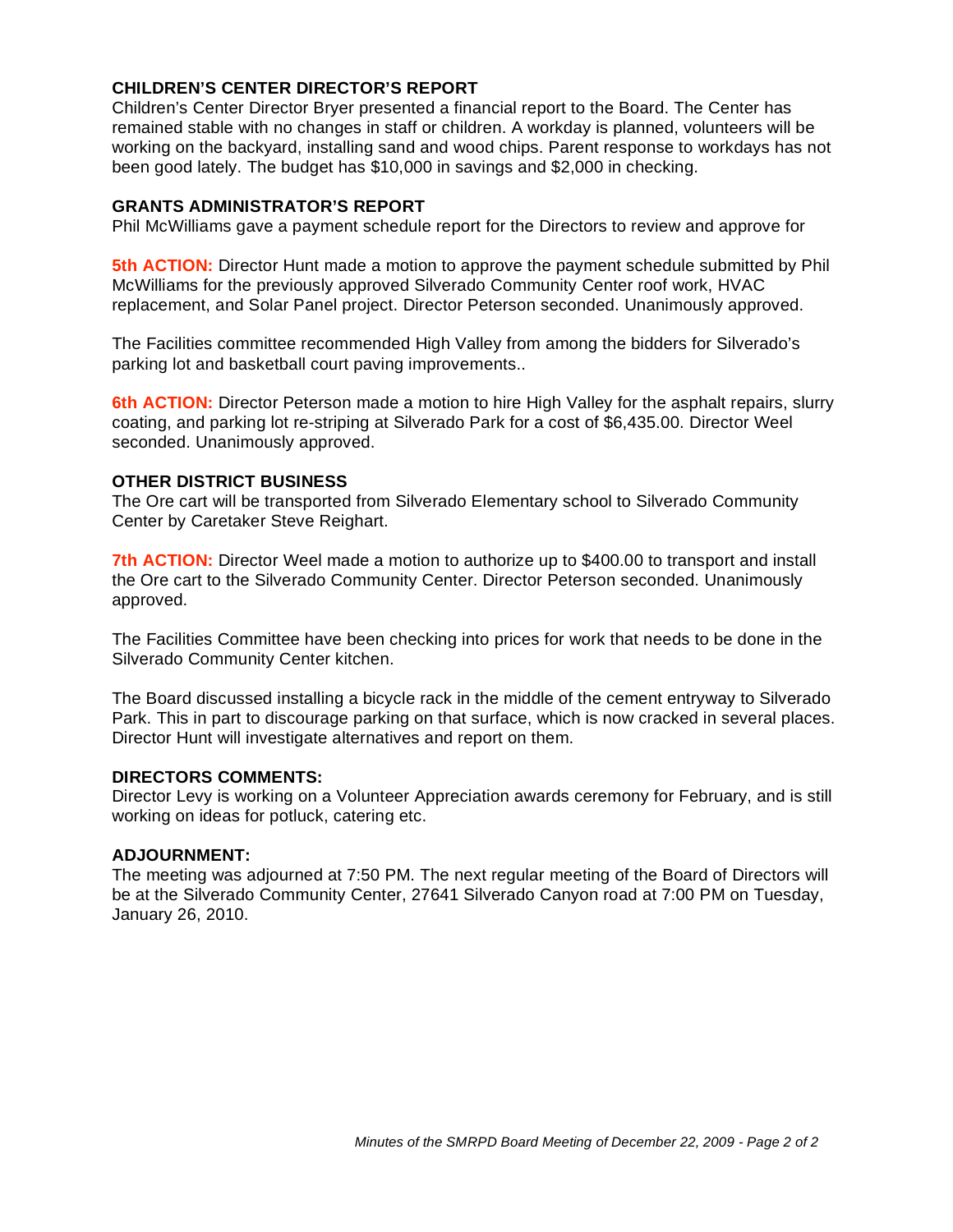**CHILDREN'S CENTER DIRECTOR'S REPORT**
Children's Center Director Bryer presented a financial report to the Board. The Center has remained stable with no changes in staff or children. A workday is planned, volunteers will be working on the backyard, installing sand and wood chips. Parent response to workdays has not been good lately. The budget has $10,000 in savings and $2,000 in checking.

**GRANTS ADMINISTRATOR'S REPORT**
Phil McWilliams gave a payment schedule report for the Directors to review and approve for

**5th ACTION:** Director Hunt made a motion to approve the payment schedule submitted by Phil McWilliams for the previously approved Silverado Community Center roof work, HVAC replacement, and Solar Panel project. Director Peterson seconded. Unanimously approved.

The Facilities committee recommended High Valley from among the bidders for Silverado's parking lot and basketball court paving improvements..

**6th ACTION:** Director Peterson made a motion to hire High Valley for the asphalt repairs, slurry coating, and parking lot re-striping at Silverado Park for a cost of $6,435.00. Director Weel seconded. Unanimously approved.

**OTHER DISTRICT BUSINESS**
The Ore cart will be transported from Silverado Elementary school to Silverado Community Center by Caretaker Steve Reighart.

**7th ACTION:** Director Weel made a motion to authorize up to $400.00 to transport and install the Ore cart to the Silverado Community Center. Director Peterson seconded. Unanimously approved.

The Facilities Committee have been checking into prices for work that needs to be done in the Silverado Community Center kitchen.

The Board discussed installing a bicycle rack in the middle of the cement entryway to Silverado Park. This in part to discourage parking on that surface, which is now cracked in several places. Director Hunt will investigate alternatives and report on them.

**DIRECTORS COMMENTS:**
Director Levy is working on a Volunteer Appreciation awards ceremony for February, and is still working on ideas for potluck, catering etc.

**ADJOURNMENT:**
The meeting was adjourned at 7:50 PM. The next regular meeting of the Board of Directors will be at the Silverado Community Center, 27641 Silverado Canyon road at 7:00 PM on Tuesday, January 26, 2010.